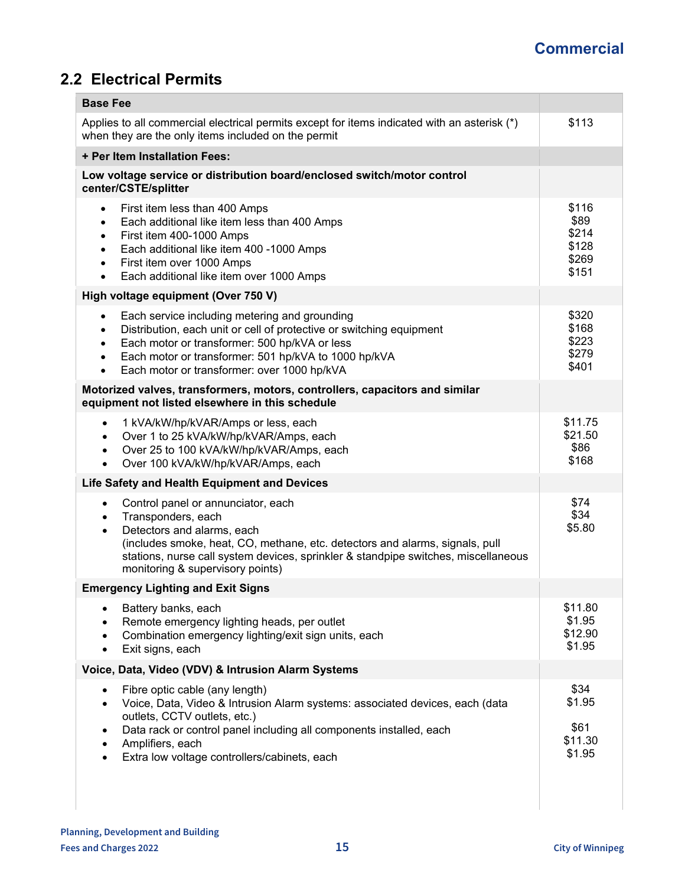## Commercial

## 2.2 Electrical Permits

| **Base Fee** | |
| --- | --- |
| Applies to all commercial electrical permits except for items indicated with an asterisk (*) when they are the only items included on the permit | $113 |
| **+ Per Item Installation Fees:** | |
| **Low voltage service or distribution board/enclosed switch/motor control center/CSTE/splitter** | |
| • First item less than 400 Amps | $116 |
| • Each additional like item less than 400 Amps | $89 |
| • First item 400-1000 Amps | $214 |
| • Each additional like item 400 -1000 Amps | $128 |
| • First item over 1000 Amps | $269 |
| • Each additional like item over 1000 Amps | $151 |
| **High voltage equipment (Over 750 V)** | |
| • Each service including metering and grounding | $320 |
| • Distribution, each unit or cell of protective or switching equipment | $168 |
| • Each motor or transformer: 500 hp/kVA or less | $223 |
| • Each motor or transformer: 501 hp/kVA to 1000 hp/kVA | $279 |
| • Each motor or transformer: over 1000 hp/kVA | $401 |
| **Motorized valves, transformers, motors, controllers, capacitors and similar equipment not listed elsewhere in this schedule** | |
| • 1 kVA/kW/hp/kVAR/Amps or less, each | $11.75 |
| • Over 1 to 25 kVA/kW/hp/kVAR/Amps, each | $21.50 |
| • Over 25 to 100 kVA/kW/hp/kVAR/Amps, each | $86 |
| • Over 100 kVA/kW/hp/kVAR/Amps, each | $168 |
| **Life Safety and Health Equipment and Devices** | |
| • Control panel or annunciator, each | $74 |
| • Transponders, each | $34 |
| • Detectors and alarms, each (includes smoke, heat, CO, methane, etc. detectors and alarms, signals, pull stations, nurse call system devices, sprinkler & standpipe switches, miscellaneous monitoring & supervisory points) | $5.80 |
| **Emergency Lighting and Exit Signs** | |
| • Battery banks, each | $11.80 |
| • Remote emergency lighting heads, per outlet | $1.95 |
| • Combination emergency lighting/exit sign units, each | $12.90 |
| • Exit signs, each | $1.95 |
| **Voice, Data, Video (VDV) & Intrusion Alarm Systems** | |
| • Fibre optic cable (any length) | $34 |
| • Voice, Data, Video & Intrusion Alarm systems: associated devices, each (data outlets, CCTV outlets, etc.) | $1.95 |
| • Data rack or control panel including all components installed, each | $61 |
| • Amplifiers, each | $11.30 |
| • Extra low voltage controllers/cabinets, each | $1.95 |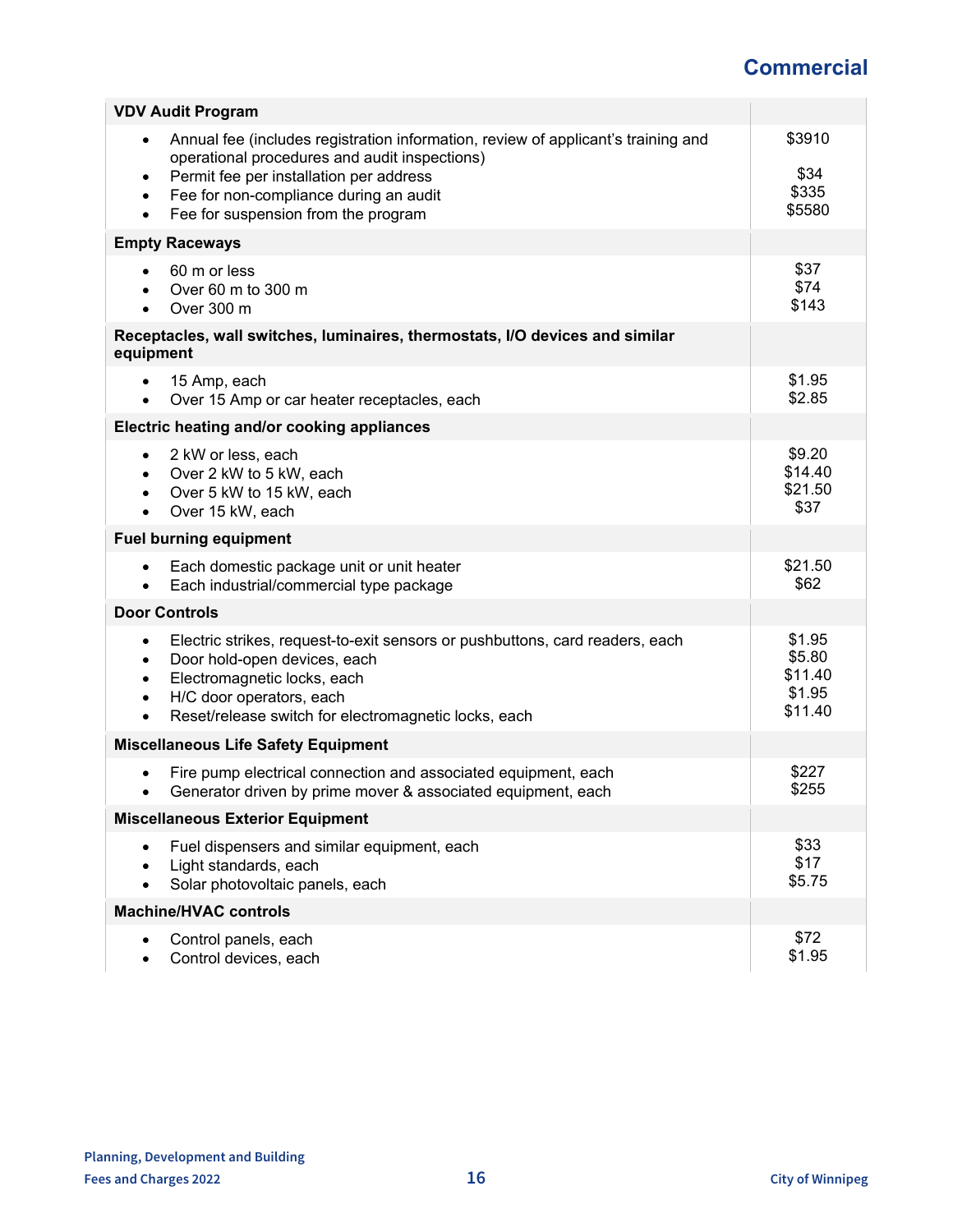## Commercial

| Item | Fee |
| --- | --- |
| **VDV Audit Program** | |
| • Annual fee (includes registration information, review of applicant's training and operational procedures and audit inspections) | $3910 |
| • Permit fee per installation per address | $34 |
| • Fee for non-compliance during an audit | $335 |
| • Fee for suspension from the program | $5580 |
| **Empty Raceways** | |
| • 60 m or less | $37 |
| • Over 60 m to 300 m | $74 |
| • Over 300 m | $143 |
| **Receptacles, wall switches, luminaires, thermostats, I/O devices and similar equipment** | |
| • 15 Amp, each | $1.95 |
| • Over 15 Amp or car heater receptacles, each | $2.85 |
| **Electric heating and/or cooking appliances** | |
| • 2 kW or less, each | $9.20 |
| • Over 2 kW to 5 kW, each | $14.40 |
| • Over 5 kW to 15 kW, each | $21.50 |
| • Over 15 kW, each | $37 |
| **Fuel burning equipment** | |
| • Each domestic package unit or unit heater | $21.50 |
| • Each industrial/commercial type package | $62 |
| **Door Controls** | |
| • Electric strikes, request-to-exit sensors or pushbuttons, card readers, each | $1.95 |
| • Door hold-open devices, each | $5.80 |
| • Electromagnetic locks, each | $11.40 |
| • H/C door operators, each | $1.95 |
| • Reset/release switch for electromagnetic locks, each | $11.40 |
| **Miscellaneous Life Safety Equipment** | |
| • Fire pump electrical connection and associated equipment, each | $227 |
| • Generator driven by prime mover & associated equipment, each | $255 |
| **Miscellaneous Exterior Equipment** | |
| • Fuel dispensers and similar equipment, each | $33 |
| • Light standards, each | $17 |
| • Solar photovoltaic panels, each | $5.75 |
| **Machine/HVAC controls** | |
| • Control panels, each | $72 |
| • Control devices, each | $1.95 |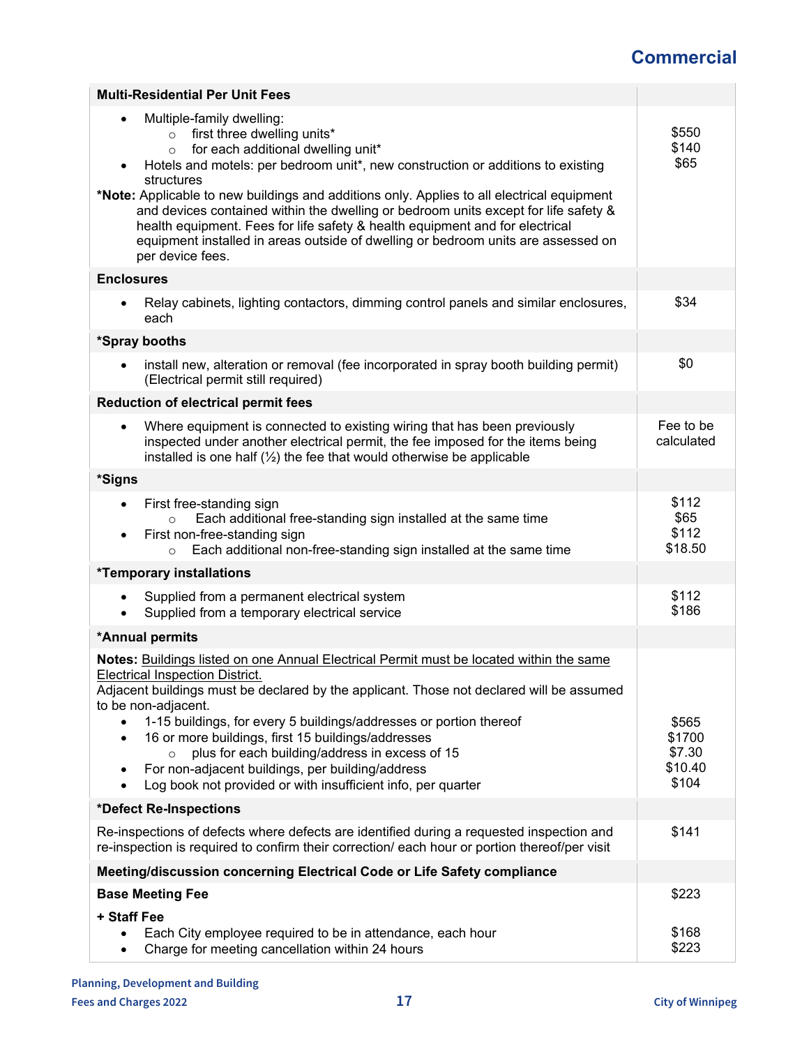## Commercial

| | |
|---|---|
| **Multi-Residential Per Unit Fees** | |
| • Multiple-family dwelling:<br>&nbsp;&nbsp;&nbsp;○ first three dwelling units*<br>&nbsp;&nbsp;&nbsp;○ for each additional dwelling unit*<br>• Hotels and motels: per bedroom unit*, new construction or additions to existing structures<br>***Note:** Applicable to new buildings and additions only. Applies to all electrical equipment and devices contained within the dwelling or bedroom units except for life safety & health equipment. Fees for life safety & health equipment and for electrical equipment installed in areas outside of dwelling or bedroom units are assessed on per device fees. | <br>$550<br>$140<br>$65 |
| **Enclosures** | |
| • Relay cabinets, lighting contactors, dimming control panels and similar enclosures, each | $34 |
| ***Spray booths** | |
| • install new, alteration or removal (fee incorporated in spray booth building permit) (Electrical permit still required) | $0 |
| **Reduction of electrical permit fees** | |
| • Where equipment is connected to existing wiring that has been previously inspected under another electrical permit, the fee imposed for the items being installed is one half (½) the fee that would otherwise be applicable | Fee to be calculated |
| ***Signs** | |
| • First free-standing sign<br>&nbsp;&nbsp;&nbsp;○ Each additional free-standing sign installed at the same time<br>• First non-free-standing sign<br>&nbsp;&nbsp;&nbsp;○ Each additional non-free-standing sign installed at the same time | $112<br>$65<br>$112<br>$18.50 |
| ***Temporary installations** | |
| • Supplied from a permanent electrical system<br>• Supplied from a temporary electrical service | $112<br>$186 |
| ***Annual permits** | |
| **Notes:** Buildings listed on one Annual Electrical Permit must be located within the same Electrical Inspection District.<br>Adjacent buildings must be declared by the applicant. Those not declared will be assumed to be non-adjacent.<br>• 1-15 buildings, for every 5 buildings/addresses or portion thereof<br>• 16 or more buildings, first 15 buildings/addresses<br>&nbsp;&nbsp;&nbsp;○ plus for each building/address in excess of 15<br>• For non-adjacent buildings, per building/address<br>• Log book not provided or with insufficient info, per quarter | <br><br><br>$565<br>$1700<br>$7.30<br>$10.40<br>$104 |
| ***Defect Re-Inspections** | |
| Re-inspections of defects where defects are identified during a requested inspection and re-inspection is required to confirm their correction/ each hour or portion thereof/per visit | $141 |
| **Meeting/discussion concerning Electrical Code or Life Safety compliance** | |
| **Base Meeting Fee** | $223 |
| **+ Staff Fee**<br>• Each City employee required to be in attendance, each hour<br>• Charge for meeting cancellation within 24 hours | <br>$168<br>$223 |